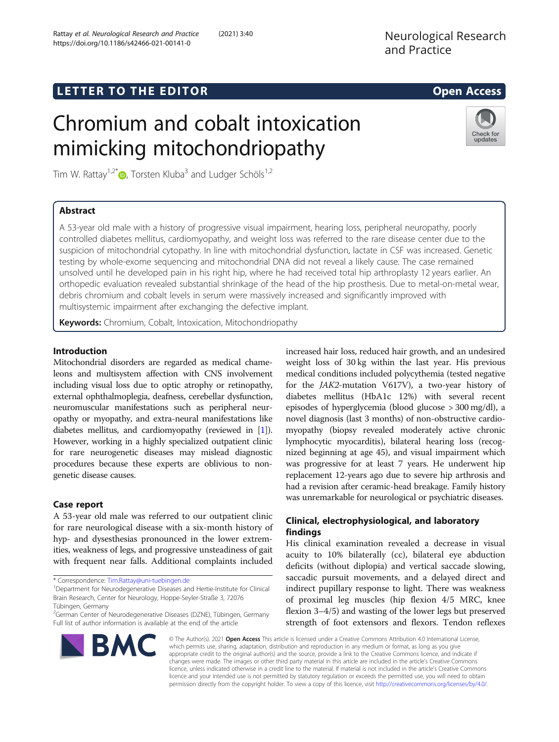LETTER TO THE EDITOR

Open Access

# Chromium and cobalt intoxication mimicking mitochondriopathy

Tim W. Rattay[1,2*], Torsten Kluba[3] and Ludger Schöls[1,2]

## Abstract

A 53-year old male with a history of progressive visual impairment, hearing loss, peripheral neuropathy, poorly controlled diabetes mellitus, cardiomyopathy, and weight loss was referred to the rare disease center due to the suspicion of mitochondrial cytopathy. In line with mitochondrial dysfunction, lactate in CSF was increased. Genetic testing by whole-exome sequencing and mitochondrial DNA did not reveal a likely cause. The case remained unsolved until he developed pain in his right hip, where he had received total hip arthroplasty 12 years earlier. An orthopedic evaluation revealed substantial shrinkage of the head of the hip prosthesis. Due to metal-on-metal wear, debris chromium and cobalt levels in serum were massively increased and significantly improved with multisystemic impairment after exchanging the defective implant.

**Keywords:** Chromium, Cobalt, Intoxication, Mitochondriopathy

## Introduction

Mitochondrial disorders are regarded as medical chameleons and multisystem affection with CNS involvement including visual loss due to optic atrophy or retinopathy, external ophthalmoplegia, deafness, cerebellar dysfunction, neuromuscular manifestations such as peripheral neuropathy or myopathy, and extra-neural manifestations like diabetes mellitus, and cardiomyopathy (reviewed in [1]). However, working in a highly specialized outpatient clinic for rare neurogenetic diseases may mislead diagnostic procedures because these experts are oblivious to non-genetic disease causes.

## Case report

A 53-year old male was referred to our outpatient clinic for rare neurological disease with a six-month history of hyp- and dysesthesias pronounced in the lower extremities, weakness of legs, and progressive unsteadiness of gait with frequent near falls. Additional complaints included increased hair loss, reduced hair growth, and an undesired weight loss of 30 kg within the last year. His previous medical conditions included polycythemia (tested negative for the *JAK2*-mutation V617V), a two-year history of diabetes mellitus (HbA1c 12%) with several recent episodes of hyperglycemia (blood glucose > 300 mg/dl), a novel diagnosis (last 3 months) of non-obstructive cardiomyopathy (biopsy revealed moderately active chronic lymphocytic myocarditis), bilateral hearing loss (recognized beginning at age 45), and visual impairment which was progressive for at least 7 years. He underwent hip replacement 12-years ago due to severe hip arthrosis and had a revision after ceramic-head breakage. Family history was unremarkable for neurological or psychiatric diseases.

## Clinical, electrophysiological, and laboratory findings

His clinical examination revealed a decrease in visual acuity to 10% bilaterally (cc), bilateral eye abduction deficits (without diplopia) and vertical saccade slowing, saccadic pursuit movements, and a delayed direct and indirect pupillary response to light. There was weakness of proximal leg muscles (hip flexion 4/5 MRC, knee flexion 3–4/5) and wasting of the lower legs but preserved strength of foot extensors and flexors. Tendon reflexes

\* Correspondence: Tim.Rattay@uni-tuebingen.de

[1]Department for Neurodegenerative Diseases and Hertie-Institute for Clinical Brain Research, Center for Neurology, Hoppe-Seyler-Straße 3, 72076 Tübingen, Germany

[2]German Center of Neurodegenerative Diseases (DZNE), Tübingen, Germany

Full list of author information is available at the end of the article

© The Author(s). 2021 **Open Access** This article is licensed under a Creative Commons Attribution 4.0 International License, which permits use, sharing, adaptation, distribution and reproduction in any medium or format, as long as you give appropriate credit to the original author(s) and the source, provide a link to the Creative Commons licence, and indicate if changes were made. The images or other third party material in this article are included in the article's Creative Commons licence, unless indicated otherwise in a credit line to the material. If material is not included in the article's Creative Commons licence and your intended use is not permitted by statutory regulation or exceeds the permitted use, you will need to obtain permission directly from the copyright holder. To view a copy of this licence, visit http://creativecommons.org/licenses/by/4.0/.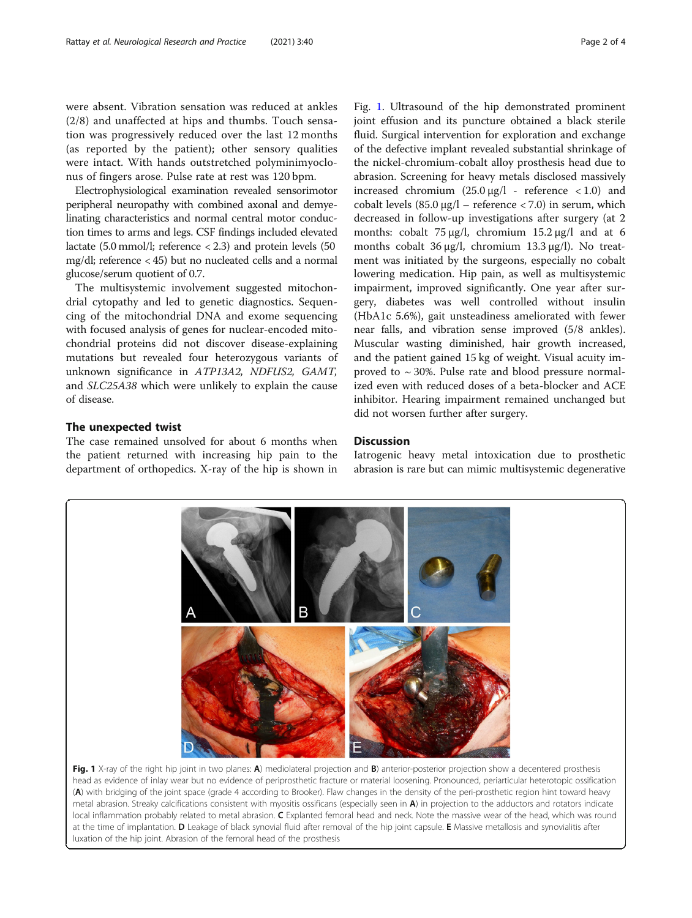were absent. Vibration sensation was reduced at ankles (2/8) and unaffected at hips and thumbs. Touch sensation was progressively reduced over the last 12 months (as reported by the patient); other sensory qualities were intact. With hands outstretched polyminimyoclonus of fingers arose. Pulse rate at rest was 120 bpm.

Electrophysiological examination revealed sensorimotor peripheral neuropathy with combined axonal and demyelinating characteristics and normal central motor conduction times to arms and legs. CSF findings included elevated lactate (5.0 mmol/l; reference < 2.3) and protein levels (50 mg/dl; reference < 45) but no nucleated cells and a normal glucose/serum quotient of 0.7.

The multisystemic involvement suggested mitochondrial cytopathy and led to genetic diagnostics. Sequencing of the mitochondrial DNA and exome sequencing with focused analysis of genes for nuclear-encoded mitochondrial proteins did not discover disease-explaining mutations but revealed four heterozygous variants of unknown significance in *ATP13A2, NDFUS2, GAMT,* and *SLC25A38* which were unlikely to explain the cause of disease.

## The unexpected twist

The case remained unsolved for about 6 months when the patient returned with increasing hip pain to the department of orthopedics. X-ray of the hip is shown in Fig. 1. Ultrasound of the hip demonstrated prominent joint effusion and its puncture obtained a black sterile fluid. Surgical intervention for exploration and exchange of the defective implant revealed substantial shrinkage of the nickel-chromium-cobalt alloy prosthesis head due to abrasion. Screening for heavy metals disclosed massively increased chromium (25.0 μg/l - reference < 1.0) and cobalt levels (85.0 μg/l – reference < 7.0) in serum, which decreased in follow-up investigations after surgery (at 2 months: cobalt 75 μg/l, chromium 15.2 μg/l and at 6 months cobalt 36 μg/l, chromium 13.3 μg/l). No treatment was initiated by the surgeons, especially no cobalt lowering medication. Hip pain, as well as multisystemic impairment, improved significantly. One year after surgery, diabetes was well controlled without insulin (HbA1c 5.6%), gait unsteadiness ameliorated with fewer near falls, and vibration sense improved (5/8 ankles). Muscular wasting diminished, hair growth increased, and the patient gained 15 kg of weight. Visual acuity improved to ~ 30%. Pulse rate and blood pressure normalized even with reduced doses of a beta-blocker and ACE inhibitor. Hearing impairment remained unchanged but did not worsen further after surgery.

## Discussion

Iatrogenic heavy metal intoxication due to prosthetic abrasion is rare but can mimic multisystemic degenerative

**Fig. 1** X-ray of the right hip joint in two planes: **A**) mediolateral projection and **B**) anterior-posterior projection show a decentered prosthesis head as evidence of inlay wear but no evidence of periprosthetic fracture or material loosening. Pronounced, periarticular heterotopic ossification (**A**) with bridging of the joint space (grade 4 according to Brooker). Flaw changes in the density of the peri-prosthetic region hint toward heavy metal abrasion. Streaky calcifications consistent with myositis ossificans (especially seen in **A**) in projection to the adductors and rotators indicate local inflammation probably related to metal abrasion. **C** Explanted femoral head and neck. Note the massive wear of the head, which was round at the time of implantation. **D** Leakage of black synovial fluid after removal of the hip joint capsule. **E** Massive metallosis and synovialitis after luxation of the hip joint. Abrasion of the femoral head of the prosthesis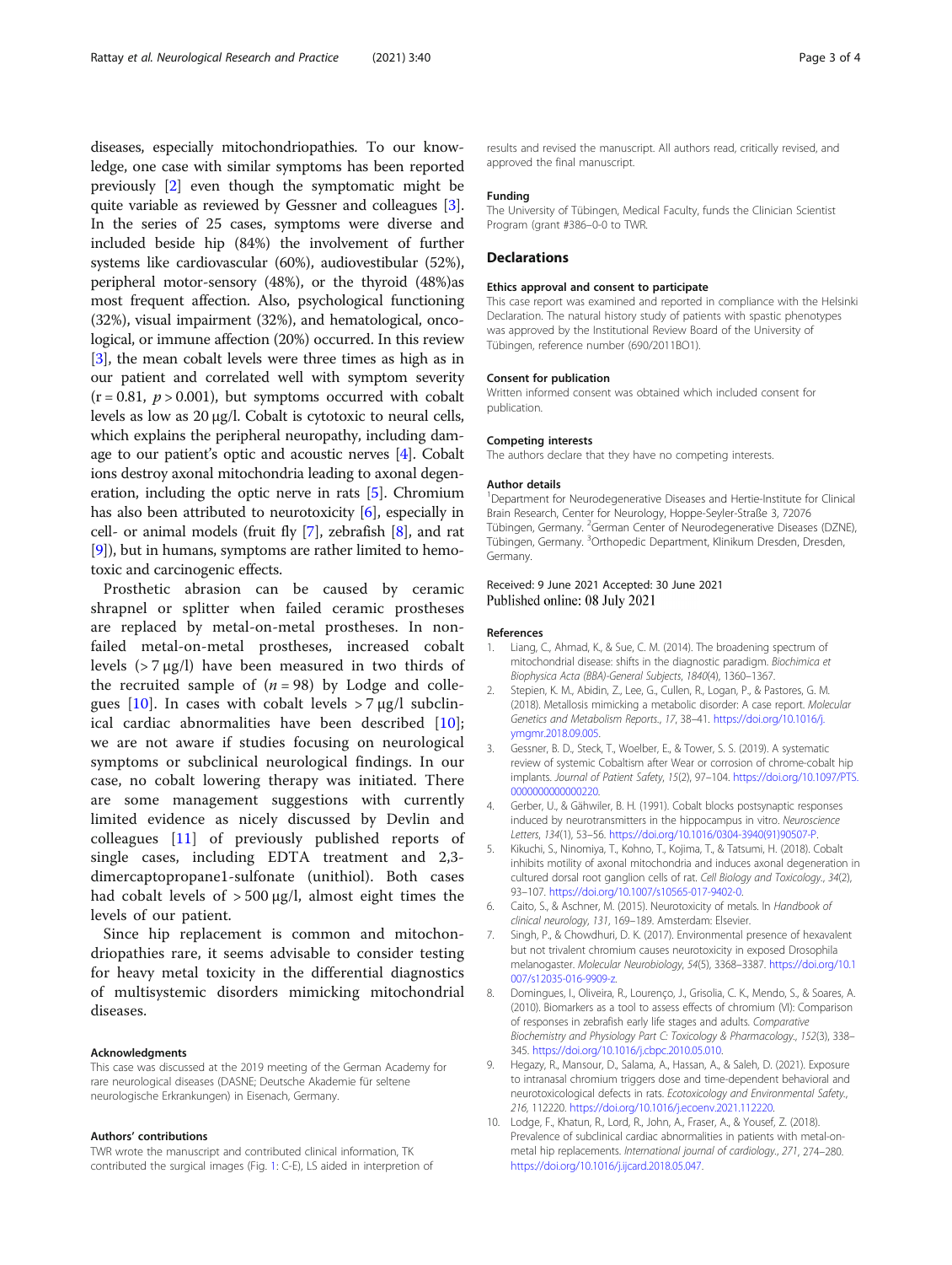diseases, especially mitochondriopathies. To our knowledge, one case with similar symptoms has been reported previously [2] even though the symptomatic might be quite variable as reviewed by Gessner and colleagues [3]. In the series of 25 cases, symptoms were diverse and included beside hip (84%) the involvement of further systems like cardiovascular (60%), audiovestibular (52%), peripheral motor-sensory (48%), or the thyroid (48%)as most frequent affection. Also, psychological functioning (32%), visual impairment (32%), and hematological, oncological, or immune affection (20%) occurred. In this review [3], the mean cobalt levels were three times as high as in our patient and correlated well with symptom severity ($r = 0.81$, $p > 0.001$), but symptoms occurred with cobalt levels as low as 20 μg/l. Cobalt is cytotoxic to neural cells, which explains the peripheral neuropathy, including damage to our patient's optic and acoustic nerves [4]. Cobalt ions destroy axonal mitochondria leading to axonal degeneration, including the optic nerve in rats [5]. Chromium has also been attributed to neurotoxicity [6], especially in cell- or animal models (fruit fly [7], zebrafish [8], and rat [9]), but in humans, symptoms are rather limited to hemotoxic and carcinogenic effects.

Prosthetic abrasion can be caused by ceramic shrapnel or splitter when failed ceramic prostheses are replaced by metal-on-metal prostheses. In non-failed metal-on-metal prostheses, increased cobalt levels (> 7 μg/l) have been measured in two thirds of the recruited sample of ($n = 98$) by Lodge and collegues [10]. In cases with cobalt levels > 7 μg/l subclinical cardiac abnormalities have been described [10]; we are not aware if studies focusing on neurological symptoms or subclinical neurological findings. In our case, no cobalt lowering therapy was initiated. There are some management suggestions with currently limited evidence as nicely discussed by Devlin and colleagues [11] of previously published reports of single cases, including EDTA treatment and 2,3-dimercaptopropane1-sulfonate (unithiol). Both cases had cobalt levels of > 500 μg/l, almost eight times the levels of our patient.

Since hip replacement is common and mitochondriopathies rare, it seems advisable to consider testing for heavy metal toxicity in the differential diagnostics of multisystemic disorders mimicking mitochondrial diseases.

#### Acknowledgments
This case was discussed at the 2019 meeting of the German Academy for rare neurological diseases (DASNE; Deutsche Akademie für seltene neurologische Erkrankungen) in Eisenach, Germany.

#### Authors' contributions
TWR wrote the manuscript and contributed clinical information, TK contributed the surgical images (Fig. 1: C-E), LS aided in interpretion of results and revised the manuscript. All authors read, critically revised, and approved the final manuscript.

#### Funding
The University of Tübingen, Medical Faculty, funds the Clinician Scientist Program (grant #386–0-0 to TWR.

## Declarations

#### Ethics approval and consent to participate
This case report was examined and reported in compliance with the Helsinki Declaration. The natural history study of patients with spastic phenotypes was approved by the Institutional Review Board of the University of Tübingen, reference number (690/2011BO1).

#### Consent for publication
Written informed consent was obtained which included consent for publication.

#### Competing interests
The authors declare that they have no competing interests.

#### Author details
[1]Department for Neurodegenerative Diseases and Hertie-Institute for Clinical Brain Research, Center for Neurology, Hoppe-Seyler-Straße 3, 72076 Tübingen, Germany. [2]German Center of Neurodegenerative Diseases (DZNE), Tübingen, Germany. [3]Orthopedic Department, Klinikum Dresden, Dresden, Germany.

Received: 9 June 2021 Accepted: 30 June 2021
Published online: 08 July 2021

#### References
1. Liang, C., Ahmad, K., & Sue, C. M. (2014). The broadening spectrum of mitochondrial disease: shifts in the diagnostic paradigm. *Biochimica et Biophysica Acta (BBA)-General Subjects*, *1840*(4), 1360–1367.
2. Stepien, K. M., Abidin, Z., Lee, G., Cullen, R., Logan, P., & Pastores, G. M. (2018). Metallosis mimicking a metabolic disorder: A case report. *Molecular Genetics and Metabolism Reports.*, *17*, 38–41. https://doi.org/10.1016/j.ymgmr.2018.09.005.
3. Gessner, B. D., Steck, T., Woelber, E., & Tower, S. S. (2019). A systematic review of systemic Cobaltism after Wear or corrosion of chrome-cobalt hip implants. *Journal of Patient Safety*, *15*(2), 97–104. https://doi.org/10.1097/PTS.0000000000000220.
4. Gerber, U., & Gähwiler, B. H. (1991). Cobalt blocks postsynaptic responses induced by neurotransmitters in the hippocampus in vitro. *Neuroscience Letters*, *134*(1), 53–56. https://doi.org/10.1016/0304-3940(91)90507-P.
5. Kikuchi, S., Ninomiya, T., Kohno, T., Kojima, T., & Tatsumi, H. (2018). Cobalt inhibits motility of axonal mitochondria and induces axonal degeneration in cultured dorsal root ganglion cells of rat. *Cell Biology and Toxicology.*, *34*(2), 93–107. https://doi.org/10.1007/s10565-017-9402-0.
6. Caito, S., & Aschner, M. (2015). Neurotoxicity of metals. In *Handbook of clinical neurology*, *131*, 169–189. Amsterdam: Elsevier.
7. Singh, P., & Chowdhuri, D. K. (2017). Environmental presence of hexavalent but not trivalent chromium causes neurotoxicity in exposed Drosophila melanogaster. *Molecular Neurobiology*, *54*(5), 3368–3387. https://doi.org/10.1007/s12035-016-9909-z.
8. Domingues, I., Oliveira, R., Lourenço, J., Grisolia, C. K., Mendo, S., & Soares, A. (2010). Biomarkers as a tool to assess effects of chromium (VI): Comparison of responses in zebrafish early life stages and adults. *Comparative Biochemistry and Physiology Part C: Toxicology & Pharmacology.*, *152*(3), 338–345. https://doi.org/10.1016/j.cbpc.2010.05.010.
9. Hegazy, R., Mansour, D., Salama, A., Hassan, A., & Saleh, D. (2021). Exposure to intranasal chromium triggers dose and time-dependent behavioral and neurotoxicological defects in rats. *Ecotoxicology and Environmental Safety.*, *216*, 112220. https://doi.org/10.1016/j.ecoenv.2021.112220.
10. Lodge, F., Khatun, R., Lord, R., John, A., Fraser, A., & Yousef, Z. (2018). Prevalence of subclinical cardiac abnormalities in patients with metal-on-metal hip replacements. *International journal of cardiology.*, *271*, 274–280. https://doi.org/10.1016/j.ijcard.2018.05.047.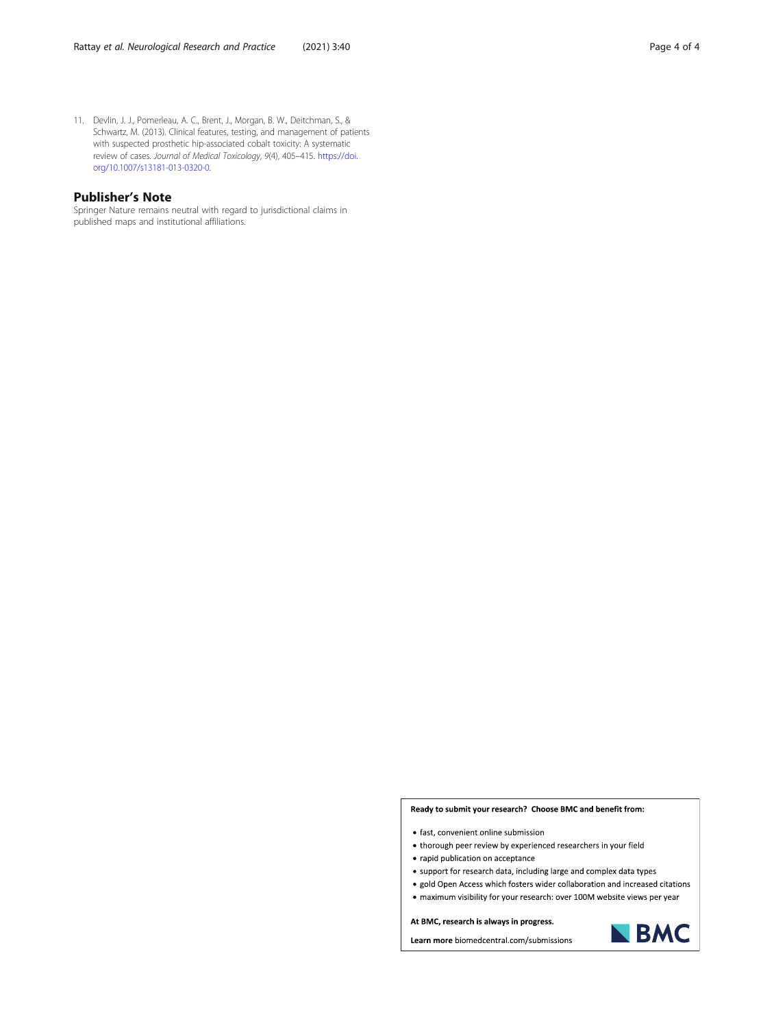11. Devlin, J. J., Pomerleau, A. C., Brent, J., Morgan, B. W., Deitchman, S., & Schwartz, M. (2013). Clinical features, testing, and management of patients with suspected prosthetic hip-associated cobalt toxicity: A systematic review of cases. *Journal of Medical Toxicology*, *9*(4), 405–415. https://doi.org/10.1007/s13181-013-0320-0.

## Publisher's Note

Springer Nature remains neutral with regard to jurisdictional claims in published maps and institutional affiliations.

**Ready to submit your research? Choose BMC and benefit from:**

- fast, convenient online submission
- thorough peer review by experienced researchers in your field
- rapid publication on acceptance
- support for research data, including large and complex data types
- gold Open Access which fosters wider collaboration and increased citations
- maximum visibility for your research: over 100M website views per year

**At BMC, research is always in progress.**

**Learn more** biomedcentral.com/submissions

BMC